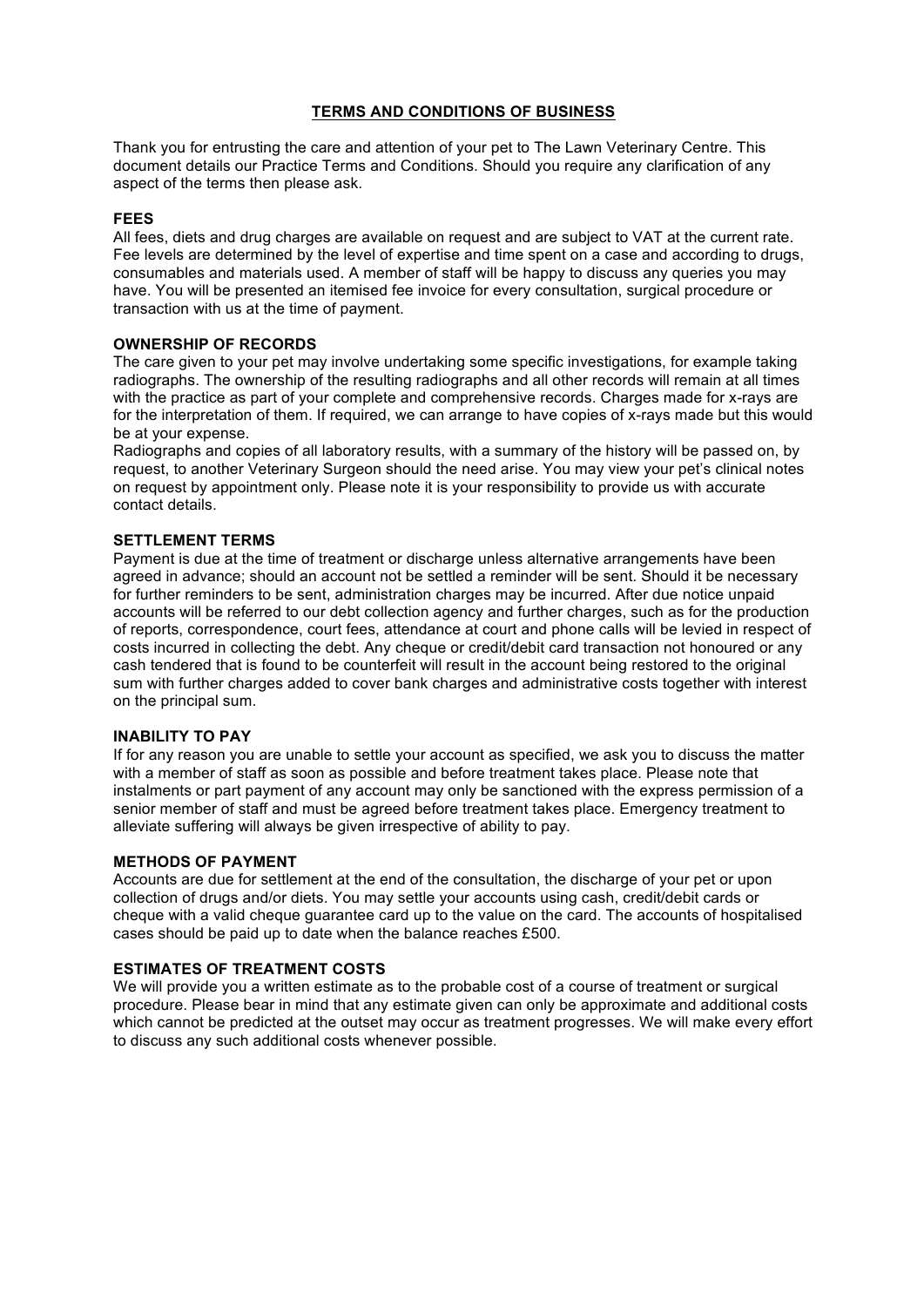# TERMS AND CONDITIONS OF BUSINESS

Thank you for entrusting the care and attention of your pet to The Lawn Veterinary Centre. This document details our Practice Terms and Conditions. Should you require any clarification of any aspect of the terms then please ask.

## FEES

All fees, diets and drug charges are available on request and are subject to VAT at the current rate. Fee levels are determined by the level of expertise and time spent on a case and according to drugs, consumables and materials used. A member of staff will be happy to discuss any queries you may have. You will be presented an itemised fee invoice for every consultation, surgical procedure or transaction with us at the time of payment.

## OWNERSHIP OF RECORDS

The care given to your pet may involve undertaking some specific investigations, for example taking radiographs. The ownership of the resulting radiographs and all other records will remain at all times with the practice as part of your complete and comprehensive records. Charges made for x-rays are for the interpretation of them. If required, we can arrange to have copies of x-rays made but this would be at your expense.

Radiographs and copies of all laboratory results, with a summary of the history will be passed on, by request, to another Veterinary Surgeon should the need arise. You may view your pet's clinical notes on request by appointment only. Please note it is your responsibility to provide us with accurate contact details.

## SETTLEMENT TERMS

Payment is due at the time of treatment or discharge unless alternative arrangements have been agreed in advance; should an account not be settled a reminder will be sent. Should it be necessary for further reminders to be sent, administration charges may be incurred. After due notice unpaid accounts will be referred to our debt collection agency and further charges, such as for the production of reports, correspondence, court fees, attendance at court and phone calls will be levied in respect of costs incurred in collecting the debt. Any cheque or credit/debit card transaction not honoured or any cash tendered that is found to be counterfeit will result in the account being restored to the original sum with further charges added to cover bank charges and administrative costs together with interest on the principal sum.

## INABILITY TO PAY

If for any reason you are unable to settle your account as specified, we ask you to discuss the matter with a member of staff as soon as possible and before treatment takes place. Please note that instalments or part payment of any account may only be sanctioned with the express permission of a senior member of staff and must be agreed before treatment takes place. Emergency treatment to alleviate suffering will always be given irrespective of ability to pay.

## METHODS OF PAYMENT

Accounts are due for settlement at the end of the consultation, the discharge of your pet or upon collection of drugs and/or diets. You may settle your accounts using cash, credit/debit cards or cheque with a valid cheque guarantee card up to the value on the card. The accounts of hospitalised cases should be paid up to date when the balance reaches £500.

## ESTIMATES OF TREATMENT COSTS

We will provide you a written estimate as to the probable cost of a course of treatment or surgical procedure. Please bear in mind that any estimate given can only be approximate and additional costs which cannot be predicted at the outset may occur as treatment progresses. We will make every effort to discuss any such additional costs whenever possible.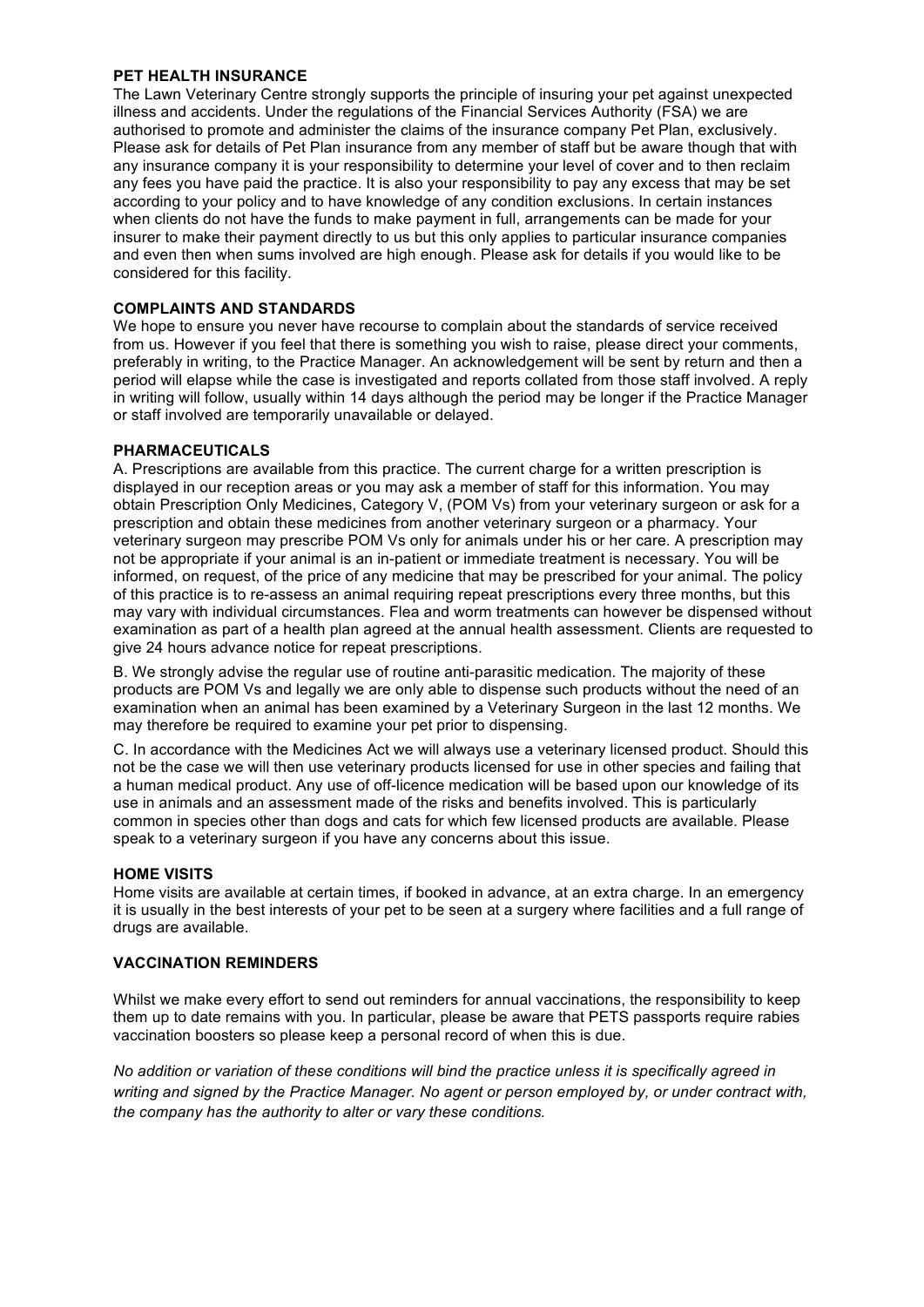**PET HEALTH INSURANCE**

The Lawn Veterinary Centre strongly supports the principle of insuring your pet against unexpected illness and accidents. Under the regulations of the Financial Services Authority (FSA) we are authorised to promote and administer the claims of the insurance company Pet Plan, exclusively. Please ask for details of Pet Plan insurance from any member of staff but be aware though that with any insurance company it is your responsibility to determine your level of cover and to then reclaim any fees you have paid the practice. It is also your responsibility to pay any excess that may be set according to your policy and to have knowledge of any condition exclusions. In certain instances when clients do not have the funds to make payment in full, arrangements can be made for your insurer to make their payment directly to us but this only applies to particular insurance companies and even then when sums involved are high enough. Please ask for details if you would like to be considered for this facility.

**COMPLAINTS AND STANDARDS**

We hope to ensure you never have recourse to complain about the standards of service received from us. However if you feel that there is something you wish to raise, please direct your comments, preferably in writing, to the Practice Manager. An acknowledgement will be sent by return and then a period will elapse while the case is investigated and reports collated from those staff involved. A reply in writing will follow, usually within 14 days although the period may be longer if the Practice Manager or staff involved are temporarily unavailable or delayed.

**PHARMACEUTICALS**

A. Prescriptions are available from this practice. The current charge for a written prescription is displayed in our reception areas or you may ask a member of staff for this information. You may obtain Prescription Only Medicines, Category V, (POM Vs) from your veterinary surgeon or ask for a prescription and obtain these medicines from another veterinary surgeon or a pharmacy. Your veterinary surgeon may prescribe POM Vs only for animals under his or her care. A prescription may not be appropriate if your animal is an in-patient or immediate treatment is necessary. You will be informed, on request, of the price of any medicine that may be prescribed for your animal. The policy of this practice is to re-assess an animal requiring repeat prescriptions every three months, but this may vary with individual circumstances. Flea and worm treatments can however be dispensed without examination as part of a health plan agreed at the annual health assessment. Clients are requested to give 24 hours advance notice for repeat prescriptions.

B. We strongly advise the regular use of routine anti-parasitic medication. The majority of these products are POM Vs and legally we are only able to dispense such products without the need of an examination when an animal has been examined by a Veterinary Surgeon in the last 12 months. We may therefore be required to examine your pet prior to dispensing.

C. In accordance with the Medicines Act we will always use a veterinary licensed product. Should this not be the case we will then use veterinary products licensed for use in other species and failing that a human medical product. Any use of off-licence medication will be based upon our knowledge of its use in animals and an assessment made of the risks and benefits involved. This is particularly common in species other than dogs and cats for which few licensed products are available. Please speak to a veterinary surgeon if you have any concerns about this issue.

**HOME VISITS**

Home visits are available at certain times, if booked in advance, at an extra charge. In an emergency it is usually in the best interests of your pet to be seen at a surgery where facilities and a full range of drugs are available.

**VACCINATION REMINDERS**

Whilst we make every effort to send out reminders for annual vaccinations, the responsibility to keep them up to date remains with you. In particular, please be aware that PETS passports require rabies vaccination boosters so please keep a personal record of when this is due.

*No addition or variation of these conditions will bind the practice unless it is specifically agreed in writing and signed by the Practice Manager. No agent or person employed by, or under contract with, the company has the authority to alter or vary these conditions.*